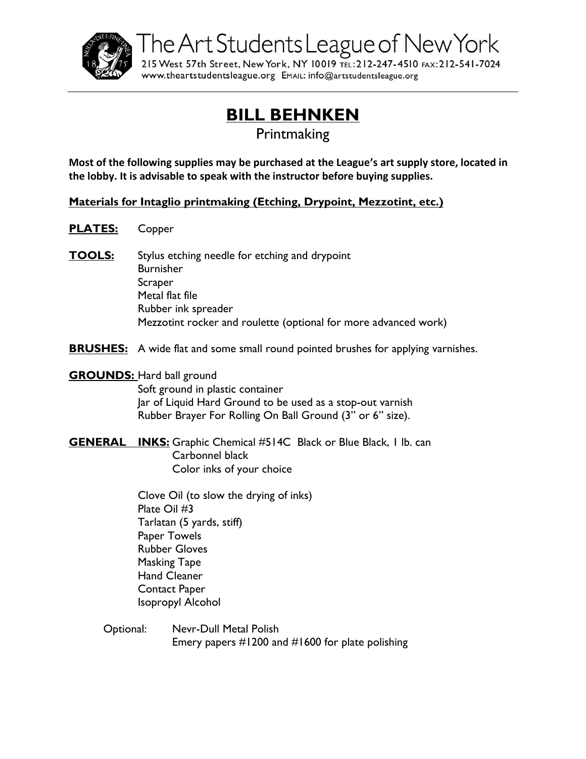The Art Students League of New York

215 West 57th Street, New York, NY 10019 TEL: 212-247-4510 FAX: 212-541-7024
www.theartstudentsleague.org EMAIL: info@artstudentsleague.org

# BILL BEHNKEN

## Printmaking

**Most of the following supplies may be purchased at the League's art supply store, located in the lobby. It is advisable to speak with the instructor before buying supplies.**

**Materials for Intaglio printmaking (Etching, Drypoint, Mezzotint, etc.)**

**PLATES:** Copper

**TOOLS:**
- Stylus etching needle for etching and drypoint
- Burnisher
- Scraper
- Metal flat file
- Rubber ink spreader
- Mezzotint rocker and roulette (optional for more advanced work)

**BRUSHES:** A wide flat and some small round pointed brushes for applying varnishes.

**GROUNDS:**
- Hard ball ground
- Soft ground in plastic container
- Jar of Liquid Hard Ground to be used as a stop-out varnish
- Rubber Brayer For Rolling On Ball Ground (3" or 6" size).

**GENERAL INKS:**
- Graphic Chemical #514C Black or Blue Black, 1 lb. can
- Carbonnel black
- Color inks of your choice

- Clove Oil (to slow the drying of inks)
- Plate Oil #3
- Tarlatan (5 yards, stiff)
- Paper Towels
- Rubber Gloves
- Masking Tape
- Hand Cleaner
- Contact Paper
- Isopropyl Alcohol

Optional:
- Nevr-Dull Metal Polish
- Emery papers #1200 and #1600 for plate polishing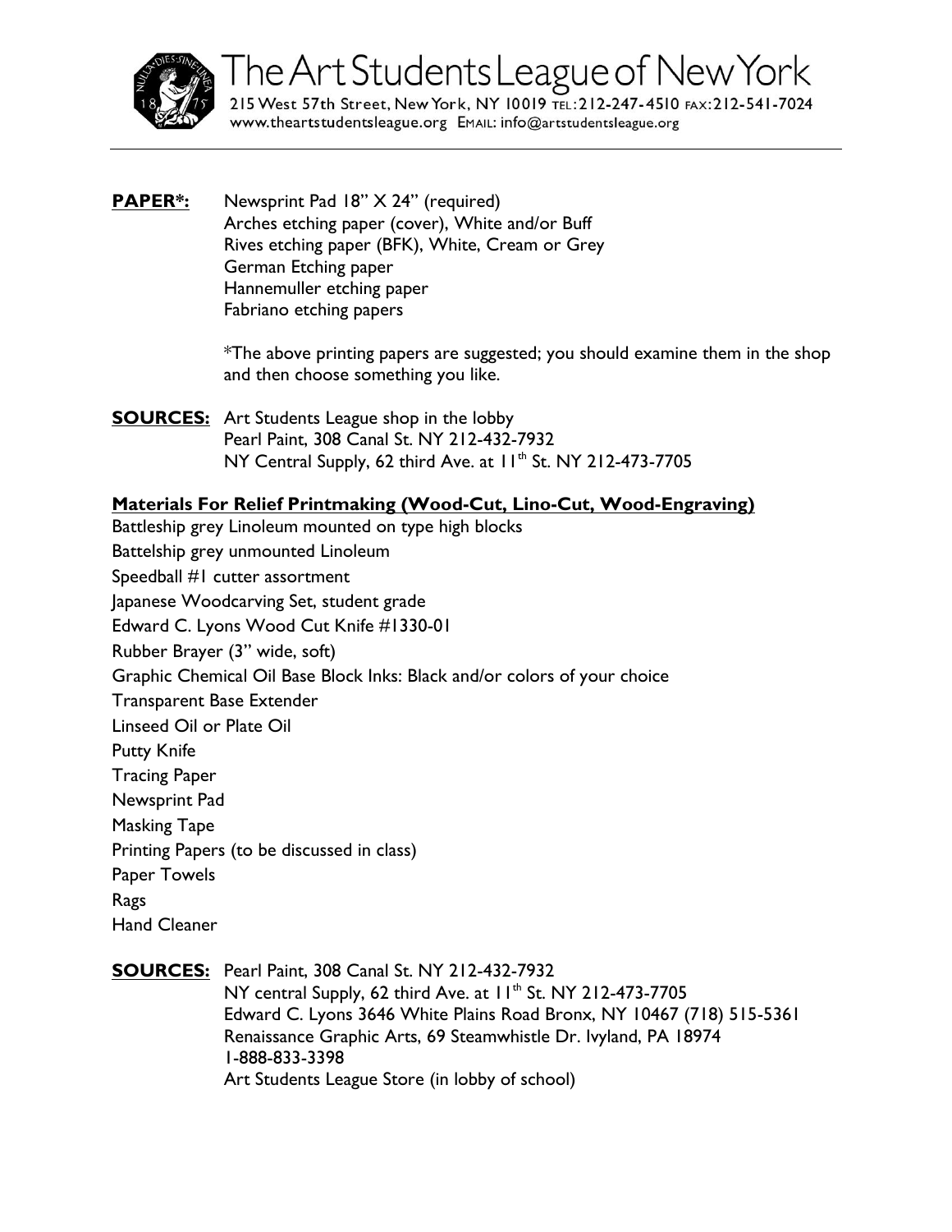**PAPER*:** Newsprint Pad 18" X 24" (required)
Arches etching paper (cover), White and/or Buff
Rives etching paper (BFK), White, Cream or Grey
German Etching paper
Hannemuller etching paper
Fabriano etching papers

*The above printing papers are suggested; you should examine them in the shop and then choose something you like.

**SOURCES:** Art Students League shop in the lobby
Pearl Paint, 308 Canal St. NY 212-432-7932
NY Central Supply, 62 third Ave. at 11th St. NY 212-473-7705

**Materials For Relief Printmaking (Wood-Cut, Lino-Cut, Wood-Engraving)**

Battleship grey Linoleum mounted on type high blocks
Battelship grey unmounted Linoleum
Speedball #1 cutter assortment
Japanese Woodcarving Set, student grade
Edward C. Lyons Wood Cut Knife #1330-01
Rubber Brayer (3" wide, soft)
Graphic Chemical Oil Base Block Inks: Black and/or colors of your choice
Transparent Base Extender
Linseed Oil or Plate Oil
Putty Knife
Tracing Paper
Newsprint Pad
Masking Tape
Printing Papers (to be discussed in class)
Paper Towels
Rags
Hand Cleaner

**SOURCES:** Pearl Paint, 308 Canal St. NY 212-432-7932
NY central Supply, 62 third Ave. at 11th St. NY 212-473-7705
Edward C. Lyons 3646 White Plains Road Bronx, NY 10467 (718) 515-5361
Renaissance Graphic Arts, 69 Steamwhistle Dr. Ivyland, PA 18974
1-888-833-3398
Art Students League Store (in lobby of school)